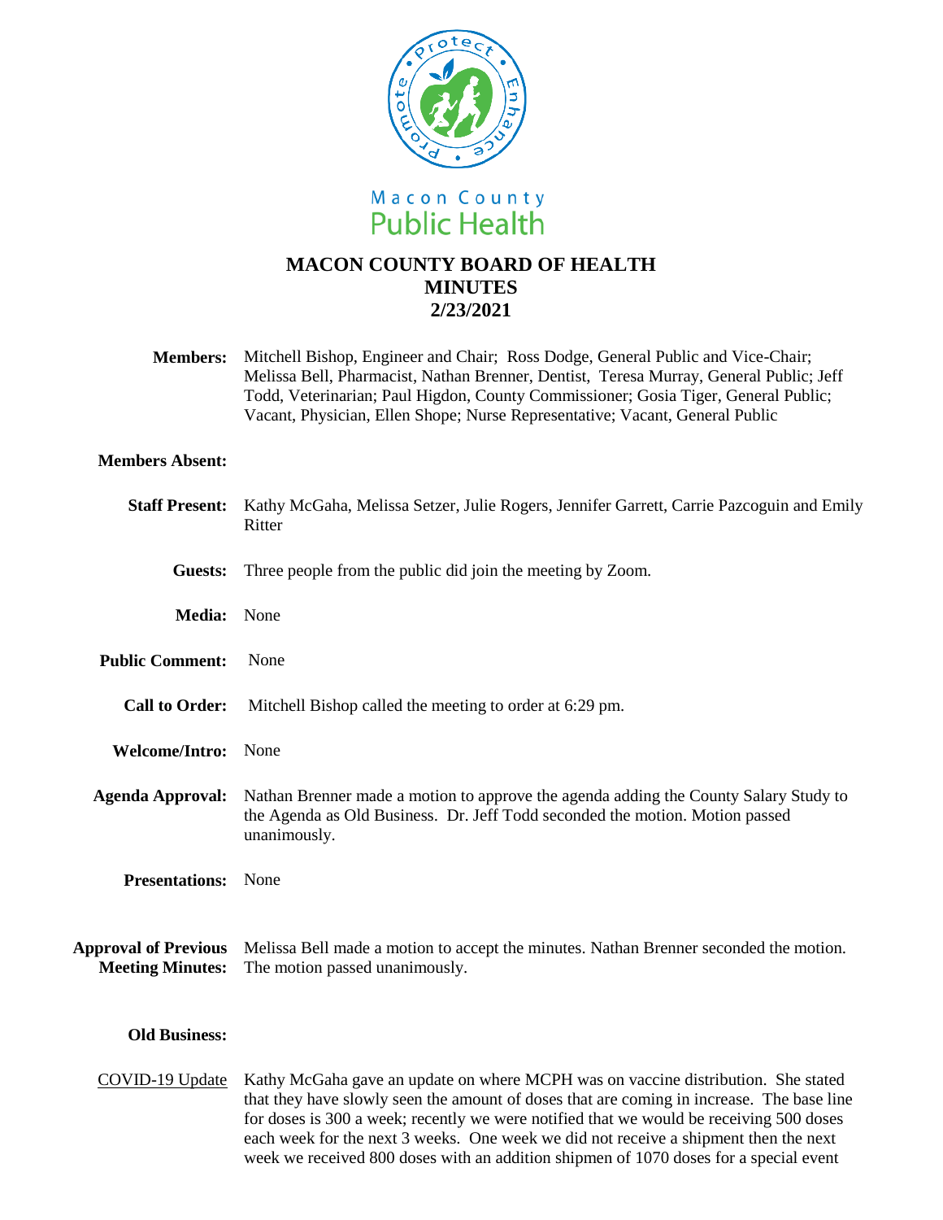Macon County Public Health

# MACON COUNTY BOARD OF HEALTH MINUTES 2/23/2021

**Members:** Mitchell Bishop, Engineer and Chair; Ross Dodge, General Public and Vice-Chair; Melissa Bell, Pharmacist, Nathan Brenner, Dentist, Teresa Murray, General Public; Jeff Todd, Veterinarian; Paul Higdon, County Commissioner; Gosia Tiger, General Public; Vacant, Physician, Ellen Shope; Nurse Representative; Vacant, General Public

**Members Absent:**

**Staff Present:** Kathy McGaha, Melissa Setzer, Julie Rogers, Jennifer Garrett, Carrie Pazcoguin and Emily Ritter

**Guests:** Three people from the public did join the meeting by Zoom.

**Media:** None

**Public Comment:** None

**Call to Order:** Mitchell Bishop called the meeting to order at 6:29 pm.

**Welcome/Intro:** None

**Agenda Approval:** Nathan Brenner made a motion to approve the agenda adding the County Salary Study to the Agenda as Old Business. Dr. Jeff Todd seconded the motion. Motion passed unanimously.

**Presentations:** None

**Approval of Previous Meeting Minutes:** Melissa Bell made a motion to accept the minutes. Nathan Brenner seconded the motion. The motion passed unanimously.

**Old Business:**

COVID-19 Update: Kathy McGaha gave an update on where MCPH was on vaccine distribution. She stated that they have slowly seen the amount of doses that are coming in increase. The base line for doses is 300 a week; recently we were notified that we would be receiving 500 doses each week for the next 3 weeks. One week we did not receive a shipment then the next week we received 800 doses with an addition shipmen of 1070 doses for a special event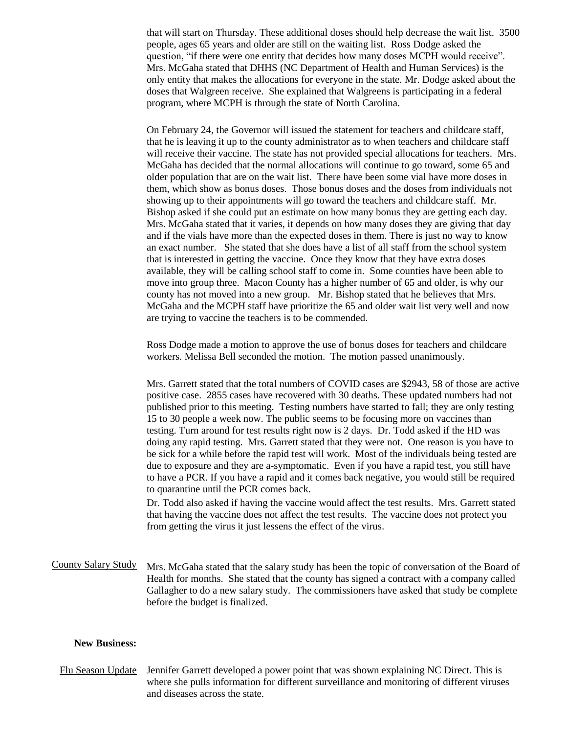that will start on Thursday. These additional doses should help decrease the wait list. 3500 people, ages 65 years and older are still on the waiting list. Ross Dodge asked the question, "if there were one entity that decides how many doses MCPH would receive". Mrs. McGaha stated that DHHS (NC Department of Health and Human Services) is the only entity that makes the allocations for everyone in the state. Mr. Dodge asked about the doses that Walgreen receive. She explained that Walgreens is participating in a federal program, where MCPH is through the state of North Carolina.

On February 24, the Governor will issued the statement for teachers and childcare staff, that he is leaving it up to the county administrator as to when teachers and childcare staff will receive their vaccine. The state has not provided special allocations for teachers. Mrs. McGaha has decided that the normal allocations will continue to go toward, some 65 and older population that are on the wait list. There have been some vial have more doses in them, which show as bonus doses. Those bonus doses and the doses from individuals not showing up to their appointments will go toward the teachers and childcare staff. Mr. Bishop asked if she could put an estimate on how many bonus they are getting each day. Mrs. McGaha stated that it varies, it depends on how many doses they are giving that day and if the vials have more than the expected doses in them. There is just no way to know an exact number. She stated that she does have a list of all staff from the school system that is interested in getting the vaccine. Once they know that they have extra doses available, they will be calling school staff to come in. Some counties have been able to move into group three. Macon County has a higher number of 65 and older, is why our county has not moved into a new group. Mr. Bishop stated that he believes that Mrs. McGaha and the MCPH staff have prioritize the 65 and older wait list very well and now are trying to vaccine the teachers is to be commended.

Ross Dodge made a motion to approve the use of bonus doses for teachers and childcare workers. Melissa Bell seconded the motion. The motion passed unanimously.

Mrs. Garrett stated that the total numbers of COVID cases are $2943, 58 of those are active positive case. 2855 cases have recovered with 30 deaths. These updated numbers had not published prior to this meeting. Testing numbers have started to fall; they are only testing 15 to 30 people a week now. The public seems to be focusing more on vaccines than testing. Turn around for test results right now is 2 days. Dr. Todd asked if the HD was doing any rapid testing. Mrs. Garrett stated that they were not. One reason is you have to be sick for a while before the rapid test will work. Most of the individuals being tested are due to exposure and they are a-symptomatic. Even if you have a rapid test, you still have to have a PCR. If you have a rapid and it comes back negative, you would still be required to quarantine until the PCR comes back.

Dr. Todd also asked if having the vaccine would affect the test results. Mrs. Garrett stated that having the vaccine does not affect the test results. The vaccine does not protect you from getting the virus it just lessens the effect of the virus.

<u>County Salary Study</u> Mrs. McGaha stated that the salary study has been the topic of conversation of the Board of Health for months. She stated that the county has signed a contract with a company called Gallagher to do a new salary study. The commissioners have asked that study be complete before the budget is finalized.

**New Business:**

<u>Flu Season Update</u> Jennifer Garrett developed a power point that was shown explaining NC Direct. This is where she pulls information for different surveillance and monitoring of different viruses and diseases across the state.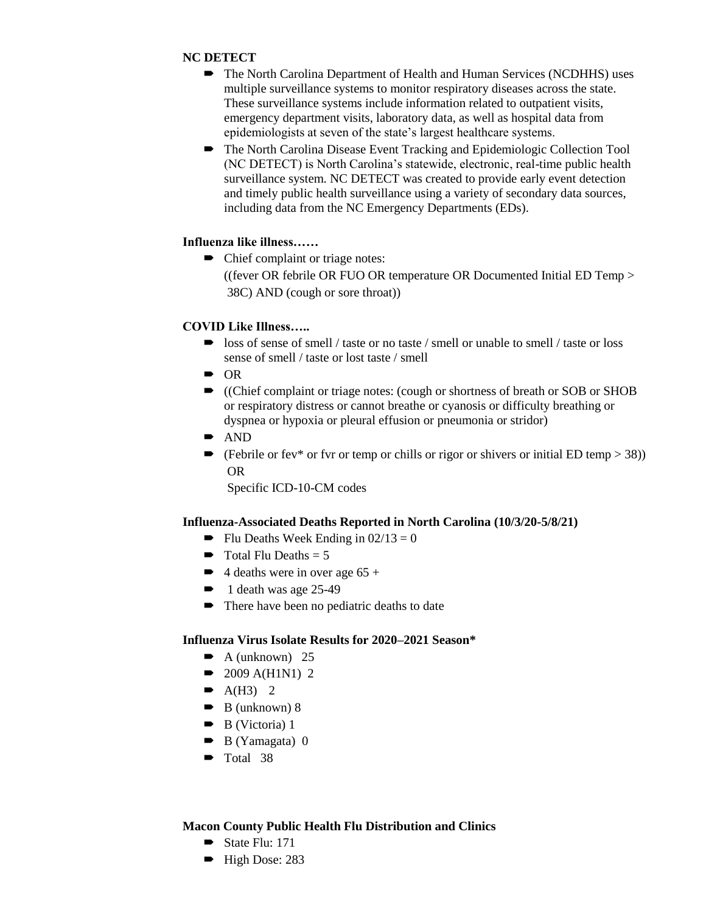**NC DETECT**

- The North Carolina Department of Health and Human Services (NCDHHS) uses multiple surveillance systems to monitor respiratory diseases across the state. These surveillance systems include information related to outpatient visits, emergency department visits, laboratory data, as well as hospital data from epidemiologists at seven of the state's largest healthcare systems.
- The North Carolina Disease Event Tracking and Epidemiologic Collection Tool (NC DETECT) is North Carolina's statewide, electronic, real-time public health surveillance system. NC DETECT was created to provide early event detection and timely public health surveillance using a variety of secondary data sources, including data from the NC Emergency Departments (EDs).

**Influenza like illness……**

- Chief complaint or triage notes:
  ((fever OR febrile OR FUO OR temperature OR Documented Initial ED Temp > 38C) AND (cough or sore throat))

**COVID Like Illness…..**

- loss of sense of smell / taste or no taste / smell or unable to smell / taste or loss sense of smell / taste or lost taste / smell
- OR
- ((Chief complaint or triage notes: (cough or shortness of breath or SOB or SHOB or respiratory distress or cannot breathe or cyanosis or difficulty breathing or dyspnea or hypoxia or pleural effusion or pneumonia or stridor)
- AND
- (Febrile or fev* or fvr or temp or chills or rigor or shivers or initial ED temp > 38))
  OR
  Specific ICD-10-CM codes

**Influenza-Associated Deaths Reported in North Carolina (10/3/20-5/8/21)**

- Flu Deaths Week Ending in 02/13 = 0
- Total Flu Deaths = 5
- 4 deaths were in over age 65 +
- 1 death was age 25-49
- There have been no pediatric deaths to date

**Influenza Virus Isolate Results for 2020–2021 Season***

- A (unknown) 25
- 2009 A(H1N1) 2
- A(H3) 2
- B (unknown) 8
- B (Victoria) 1
- B (Yamagata) 0
- Total 38

**Macon County Public Health Flu Distribution and Clinics**

- State Flu: 171
- High Dose: 283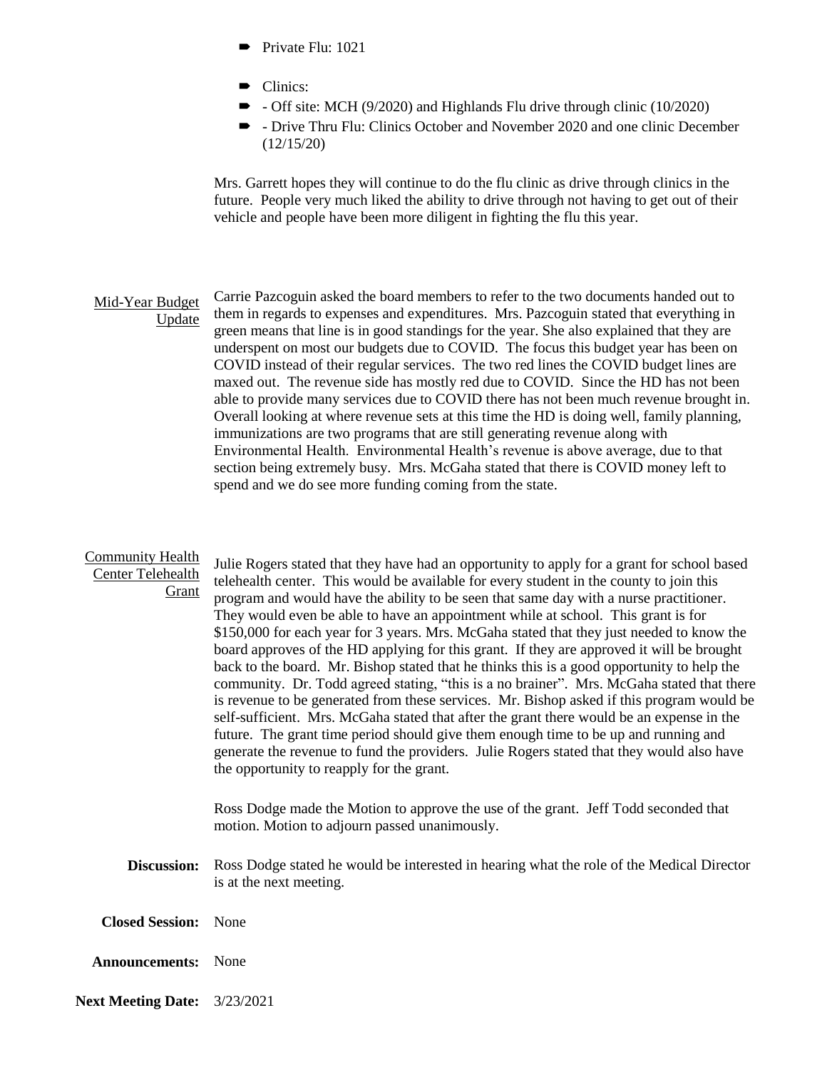- Private Flu: 1021
- Clinics:
- - Off site: MCH (9/2020) and Highlands Flu drive through clinic (10/2020)
- - Drive Thru Flu: Clinics October and November 2020 and one clinic December (12/15/20)

Mrs. Garrett hopes they will continue to do the flu clinic as drive through clinics in the future. People very much liked the ability to drive through not having to get out of their vehicle and people have been more diligent in fighting the flu this year.

Mid-Year Budget Update

Carrie Pazcoguin asked the board members to refer to the two documents handed out to them in regards to expenses and expenditures. Mrs. Pazcoguin stated that everything in green means that line is in good standings for the year. She also explained that they are underspent on most our budgets due to COVID. The focus this budget year has been on COVID instead of their regular services. The two red lines the COVID budget lines are maxed out. The revenue side has mostly red due to COVID. Since the HD has not been able to provide many services due to COVID there has not been much revenue brought in. Overall looking at where revenue sets at this time the HD is doing well, family planning, immunizations are two programs that are still generating revenue along with Environmental Health. Environmental Health's revenue is above average, due to that section being extremely busy. Mrs. McGaha stated that there is COVID money left to spend and we do see more funding coming from the state.

Community Health Center Telehealth Grant

Julie Rogers stated that they have had an opportunity to apply for a grant for school based telehealth center. This would be available for every student in the county to join this program and would have the ability to be seen that same day with a nurse practitioner. They would even be able to have an appointment while at school. This grant is for $150,000 for each year for 3 years. Mrs. McGaha stated that they just needed to know the board approves of the HD applying for this grant. If they are approved it will be brought back to the board. Mr. Bishop stated that he thinks this is a good opportunity to help the community. Dr. Todd agreed stating, "this is a no brainer". Mrs. McGaha stated that there is revenue to be generated from these services. Mr. Bishop asked if this program would be self-sufficient. Mrs. McGaha stated that after the grant there would be an expense in the future. The grant time period should give them enough time to be up and running and generate the revenue to fund the providers. Julie Rogers stated that they would also have the opportunity to reapply for the grant.

Ross Dodge made the Motion to approve the use of the grant. Jeff Todd seconded that motion. Motion to adjourn passed unanimously.

**Discussion:** Ross Dodge stated he would be interested in hearing what the role of the Medical Director is at the next meeting.

**Closed Session:** None

**Announcements:** None

**Next Meeting Date:** 3/23/2021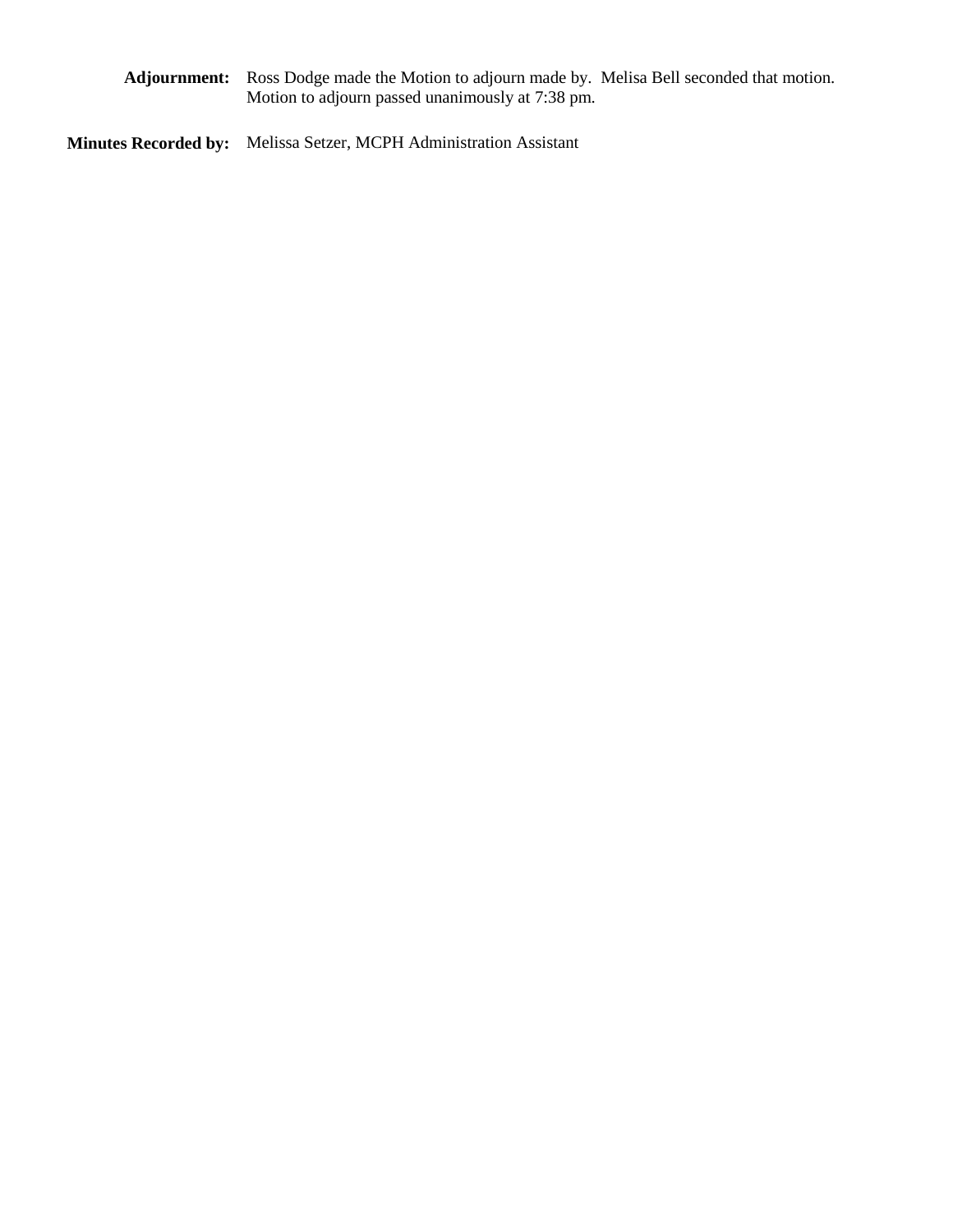**Adjournment:** Ross Dodge made the Motion to adjourn made by. Melisa Bell seconded that motion. Motion to adjourn passed unanimously at 7:38 pm.

**Minutes Recorded by:** Melissa Setzer, MCPH Administration Assistant